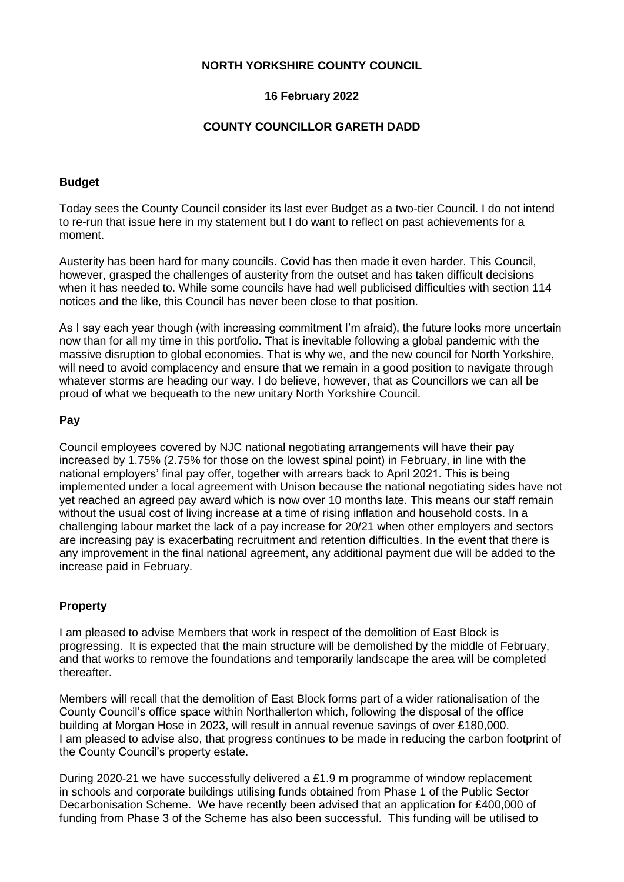**NORTH YORKSHIRE COUNTY COUNCIL**

**16 February 2022**

**COUNTY COUNCILLOR GARETH DADD**

## Budget

Today sees the County Council consider its last ever Budget as a two-tier Council. I do not intend to re-run that issue here in my statement but I do want to reflect on past achievements for a moment.

Austerity has been hard for many councils. Covid has then made it even harder. This Council, however, grasped the challenges of austerity from the outset and has taken difficult decisions when it has needed to. While some councils have had well publicised difficulties with section 114 notices and the like, this Council has never been close to that position.

As I say each year though (with increasing commitment I'm afraid), the future looks more uncertain now than for all my time in this portfolio. That is inevitable following a global pandemic with the massive disruption to global economies. That is why we, and the new council for North Yorkshire, will need to avoid complacency and ensure that we remain in a good position to navigate through whatever storms are heading our way. I do believe, however, that as Councillors we can all be proud of what we bequeath to the new unitary North Yorkshire Council.

## Pay

Council employees covered by NJC national negotiating arrangements will have their pay increased by 1.75% (2.75% for those on the lowest spinal point) in February, in line with the national employers' final pay offer, together with arrears back to April 2021. This is being implemented under a local agreement with Unison because the national negotiating sides have not yet reached an agreed pay award which is now over 10 months late. This means our staff remain without the usual cost of living increase at a time of rising inflation and household costs. In a challenging labour market the lack of a pay increase for 20/21 when other employers and sectors are increasing pay is exacerbating recruitment and retention difficulties. In the event that there is any improvement in the final national agreement, any additional payment due will be added to the increase paid in February.

## Property

I am pleased to advise Members that work in respect of the demolition of East Block is progressing. It is expected that the main structure will be demolished by the middle of February, and that works to remove the foundations and temporarily landscape the area will be completed thereafter.

Members will recall that the demolition of East Block forms part of a wider rationalisation of the County Council's office space within Northallerton which, following the disposal of the office building at Morgan Hose in 2023, will result in annual revenue savings of over £180,000. I am pleased to advise also, that progress continues to be made in reducing the carbon footprint of the County Council's property estate.

During 2020-21 we have successfully delivered a £1.9 m programme of window replacement in schools and corporate buildings utilising funds obtained from Phase 1 of the Public Sector Decarbonisation Scheme. We have recently been advised that an application for £400,000 of funding from Phase 3 of the Scheme has also been successful. This funding will be utilised to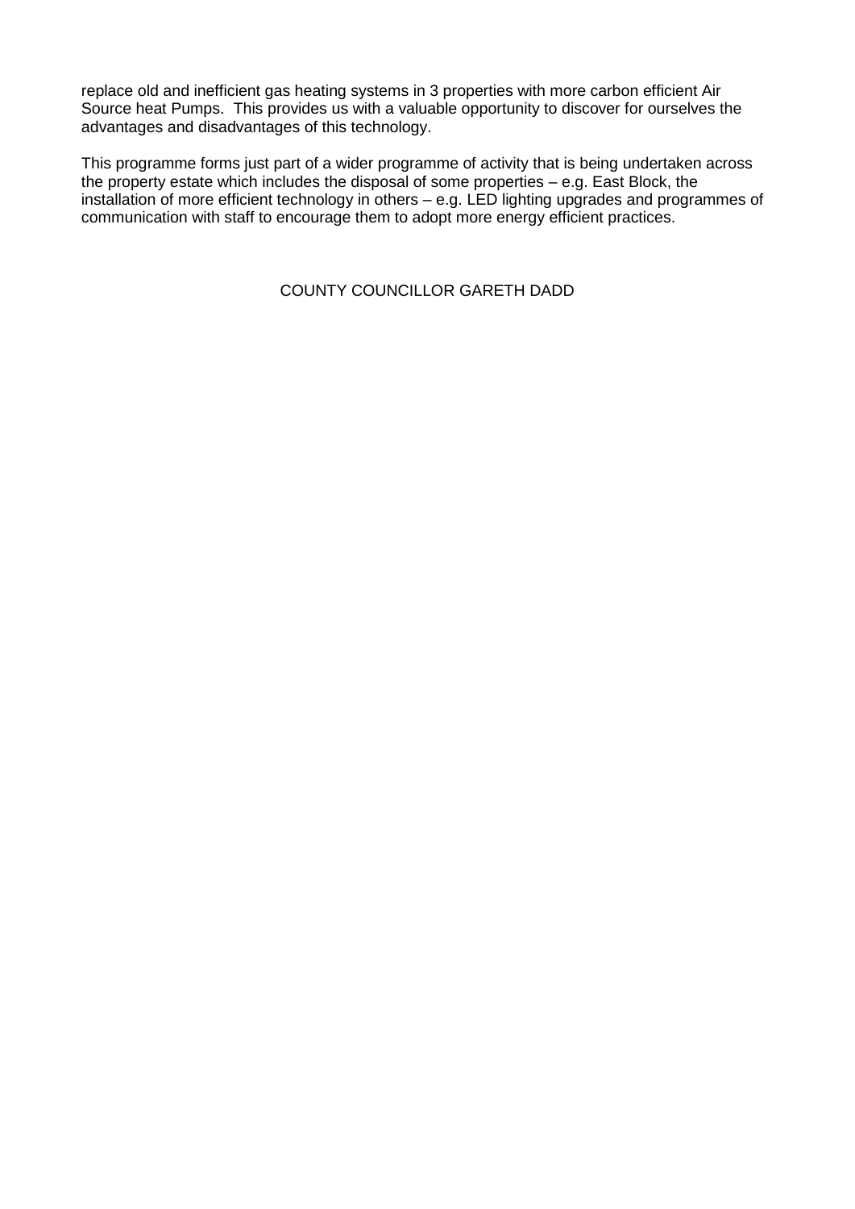replace old and inefficient gas heating systems in 3 properties with more carbon efficient Air Source heat Pumps. This provides us with a valuable opportunity to discover for ourselves the advantages and disadvantages of this technology.

This programme forms just part of a wider programme of activity that is being undertaken across the property estate which includes the disposal of some properties – e.g. East Block, the installation of more efficient technology in others – e.g. LED lighting upgrades and programmes of communication with staff to encourage them to adopt more energy efficient practices.

COUNTY COUNCILLOR GARETH DADD